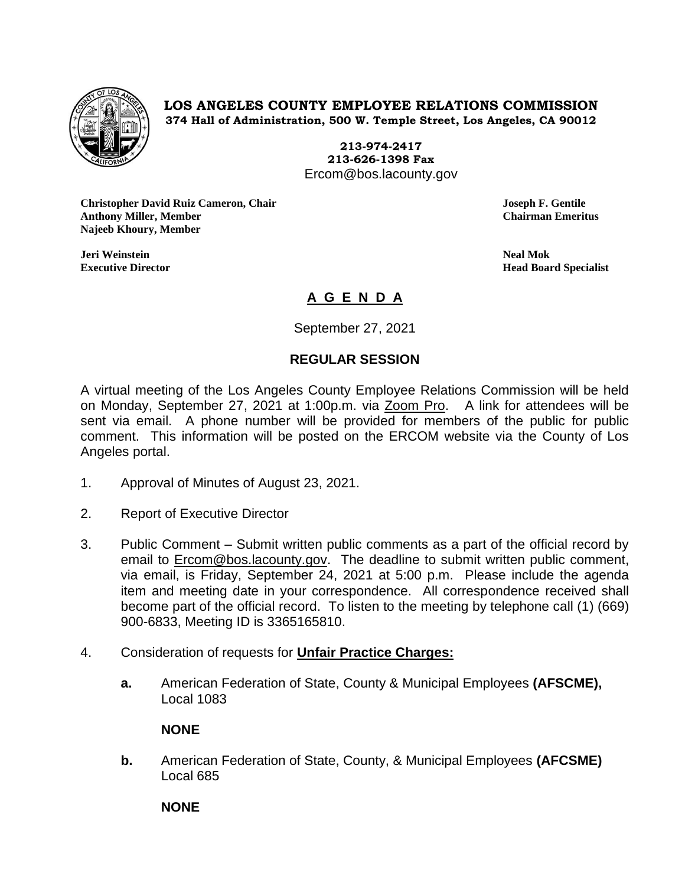**LOS ANGELES COUNTY EMPLOYEE RELATIONS COMMISSION**
**374 Hall of Administration, 500 W. Temple Street, Los Angeles, CA 90012**

**213-974-2417**
**213-626-1398 Fax**
Ercom@bos.lacounty.gov

**Christopher David Ruiz Cameron, Chair**
**Anthony Miller, Member**
**Najeeb Khoury, Member**

**Joseph F. Gentile**
**Chairman Emeritus**

**Jeri Weinstein**
**Executive Director**

**Neal Mok**
**Head Board Specialist**

# A G E N D A

September 27, 2021

## REGULAR SESSION

A virtual meeting of the Los Angeles County Employee Relations Commission will be held on Monday, September 27, 2021 at 1:00p.m. via Zoom Pro. A link for attendees will be sent via email. A phone number will be provided for members of the public for public comment. This information will be posted on the ERCOM website via the County of Los Angeles portal.

1. Approval of Minutes of August 23, 2021.

2. Report of Executive Director

3. Public Comment – Submit written public comments as a part of the official record by email to Ercom@bos.lacounty.gov. The deadline to submit written public comment, via email, is Friday, September 24, 2021 at 5:00 p.m. Please include the agenda item and meeting date in your correspondence. All correspondence received shall become part of the official record. To listen to the meeting by telephone call (1) (669) 900-6833, Meeting ID is 3365165810.

4. Consideration of requests for **Unfair Practice Charges:**

   **a.** American Federation of State, County & Municipal Employees **(AFSCME),** Local 1083

   **NONE**

   **b.** American Federation of State, County, & Municipal Employees **(AFCSME)** Local 685

   **NONE**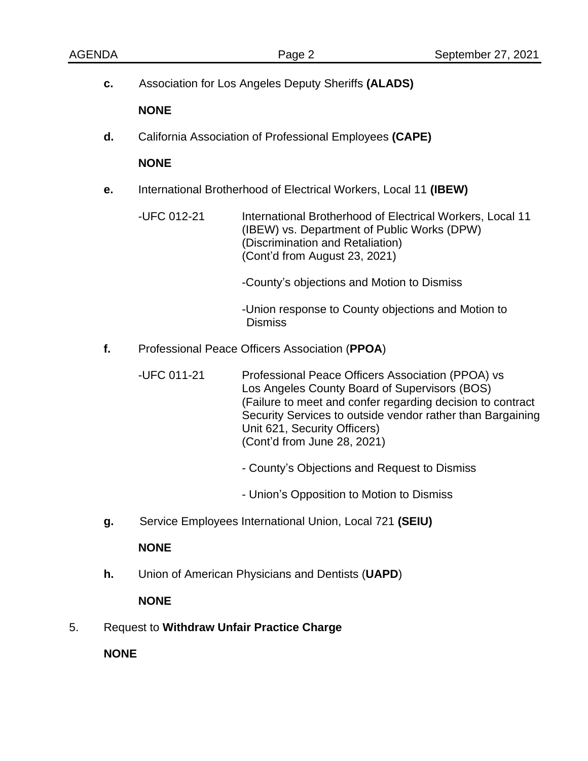**c.** Association for Los Angeles Deputy Sheriffs **(ALADS)**

**NONE**

**d.** California Association of Professional Employees **(CAPE)**

**NONE**

**e.** International Brotherhood of Electrical Workers, Local 11 **(IBEW)**

-UFC 012-21 International Brotherhood of Electrical Workers, Local 11 (IBEW) vs. Department of Public Works (DPW) (Discrimination and Retaliation) (Cont'd from August 23, 2021)

-County's objections and Motion to Dismiss

-Union response to County objections and Motion to Dismiss

**f.** Professional Peace Officers Association (**PPOA**)

-UFC 011-21 Professional Peace Officers Association (PPOA) vs Los Angeles County Board of Supervisors (BOS) (Failure to meet and confer regarding decision to contract Security Services to outside vendor rather than Bargaining Unit 621, Security Officers) (Cont'd from June 28, 2021)

- County's Objections and Request to Dismiss

- Union's Opposition to Motion to Dismiss

**g.** Service Employees International Union, Local 721 **(SEIU)**

**NONE**

**h.** Union of American Physicians and Dentists (**UAPD**)

**NONE**

5. Request to **Withdraw Unfair Practice Charge**

**NONE**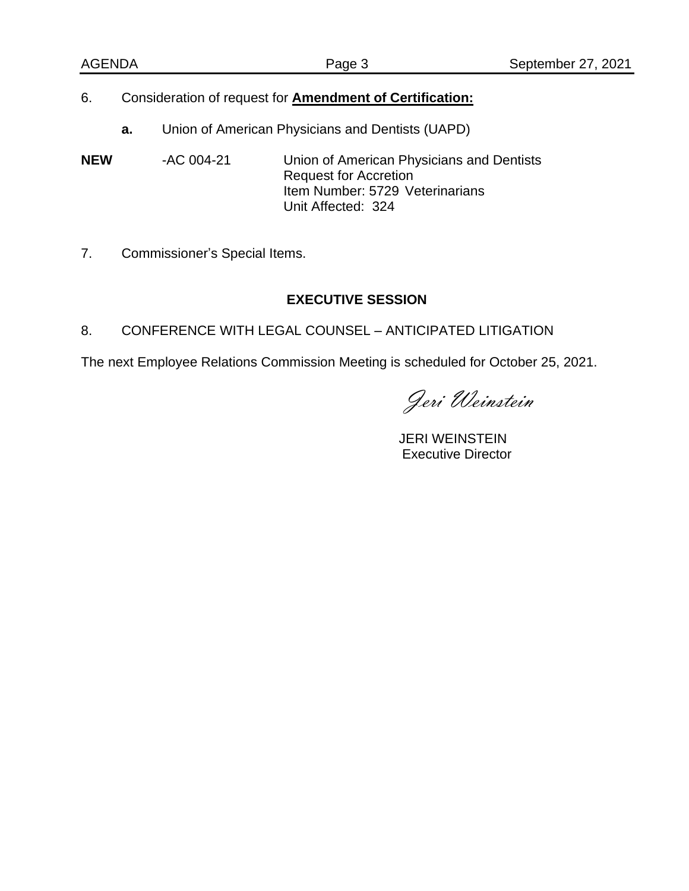6. Consider­ation of request for **Amendment of Certification:**

   **a.** Union of American Physicians and Dentists (UAPD)

**NEW** -AC 004-21 Union of American Physicians and Dentists
Request for Accretion
Item Number: 5729 Veterinarians
Unit Affected: 324

7. Commissioner's Special Items.

**EXECUTIVE SESSION**

8. CONFERENCE WITH LEGAL COUNSEL – ANTICIPATED LITIGATION

The next Employee Relations Commission Meeting is scheduled for October 25, 2021.

*Jeri Weinstein*

JERI WEINSTEIN
Executive Director